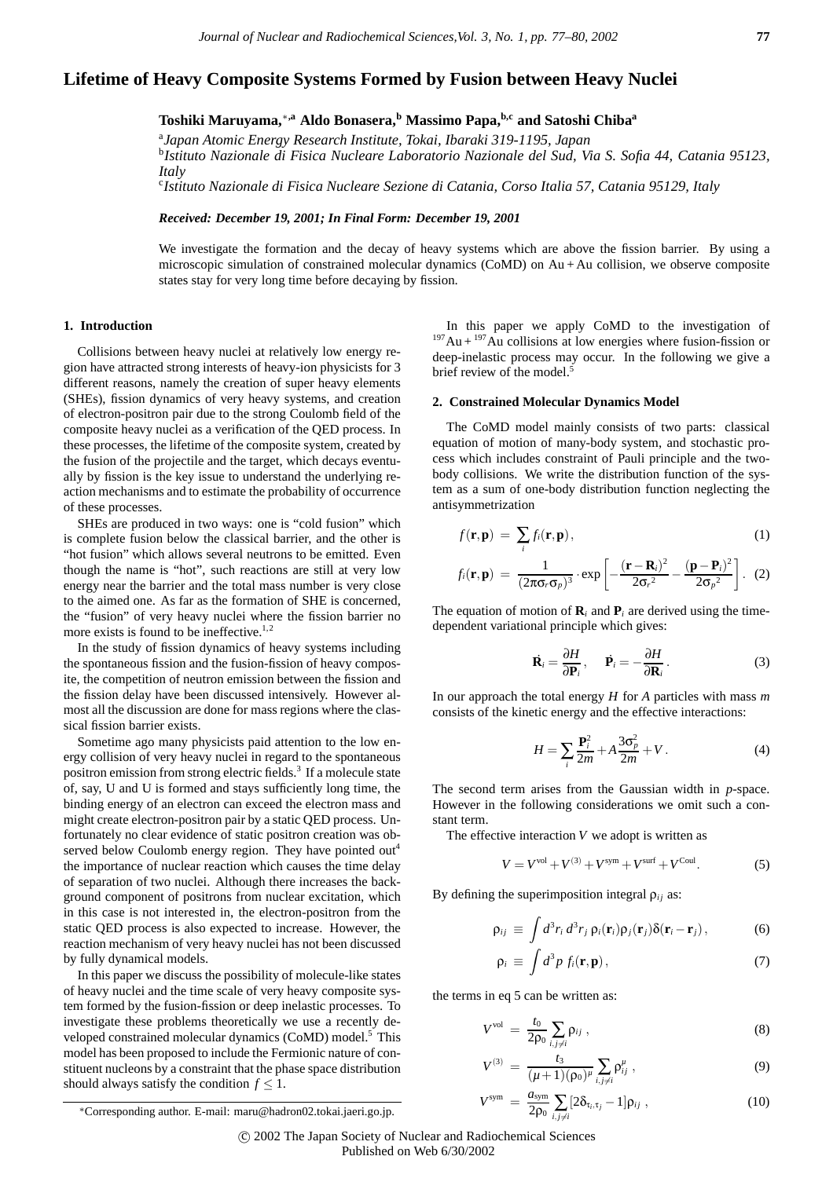# Lifetime of Heavy Composite Systems Formed by Fusion between Heavy Nuclei

**Toshiki Maruyama,*[,a] Aldo Bonasera,[b] Massimo Papa,[b,c] and Satoshi Chiba[a]**

[a] *Japan Atomic Energy Research Institute, Tokai, Ibaraki 319-1195, Japan*
[b] *Istituto Nazionale di Fisica Nucleare Laboratorio Nazionale del Sud, Via S. Sofia 44, Catania 95123, Italy*
[c] *Istituto Nazionale di Fisica Nucleare Sezione di Catania, Corso Italia 57, Catania 95129, Italy*

***Received: December 19, 2001; In Final Form: December 19, 2001***

We investigate the formation and the decay of heavy systems which are above the fission barrier. By using a microscopic simulation of constrained molecular dynamics (CoMD) on Au + Au collision, we observe composite states stay for very long time before decaying by fission.

## 1. Introduction

Collisions between heavy nuclei at relatively low energy region have attracted strong interests of heavy-ion physicists for 3 different reasons, namely the creation of super heavy elements (SHEs), fission dynamics of very heavy systems, and creation of electron-positron pair due to the strong Coulomb field of the composite heavy nuclei as a verification of the QED process. In these processes, the lifetime of the composite system, created by the fusion of the projectile and the target, which decays eventually by fission is the key issue to understand the underlying reaction mechanisms and to estimate the probability of occurrence of these processes.

SHEs are produced in two ways: one is "cold fusion" which is complete fusion below the classical barrier, and the other is "hot fusion" which allows several neutrons to be emitted. Even though the name is "hot", such reactions are still at very low energy near the barrier and the total mass number is very close to the aimed one. As far as the formation of SHE is concerned, the "fusion" of very heavy nuclei where the fission barrier no more exists is found to be ineffective.[1,2]

In the study of fission dynamics of heavy systems including the spontaneous fission and the fusion-fission of heavy composite, the competition of neutron emission between the fission and the fission delay have been discussed intensively. However almost all the discussion are done for mass regions where the classical fission barrier exists.

Sometime ago many physicists paid attention to the low energy collision of very heavy nuclei in regard to the spontaneous positron emission from strong electric fields.[3] If a molecule state of, say, U and U is formed and stays sufficiently long time, the binding energy of an electron can exceed the electron mass and might create electron-positron pair by a static QED process. Unfortunately no clear evidence of static positron creation was observed below Coulomb energy region. They have pointed out[4] the importance of nuclear reaction which causes the time delay of separation of two nuclei. Although there increases the background component of positrons from nuclear excitation, which in this case is not interested in, the electron-positron from the static QED process is also expected to increase. However, the reaction mechanism of very heavy nuclei has not been discussed by fully dynamical models.

In this paper we discuss the possibility of molecule-like states of heavy nuclei and the time scale of very heavy composite system formed by the fusion-fission or deep inelastic processes. To investigate these problems theoretically we use a recently developed constrained molecular dynamics (CoMD) model.[5] This model has been proposed to include the Fermionic nature of constituent nucleons by a constraint that the phase space distribution should always satisfy the condition $f \le 1$.

In this paper we apply CoMD to the investigation of $^{197}$Au + $^{197}$Au collisions at low energies where fusion-fission or deep-inelastic process may occur. In the following we give a brief review of the model.[5]

## 2. Constrained Molecular Dynamics Model

The CoMD model mainly consists of two parts: classical equation of motion of many-body system, and stochastic process which includes constraint of Pauli principle and the two-body collisions. We write the distribution function of the system as a sum of one-body distribution function neglecting the antisymmetrization

$$f(\mathbf{r},\mathbf{p}) = \sum_i f_i(\mathbf{r},\mathbf{p}), \tag{1}$$

$$f_i(\mathbf{r},\mathbf{p}) = \frac{1}{(2\pi\sigma_r\sigma_p)^3}\cdot\exp\left[-\frac{(\mathbf{r}-\mathbf{R}_i)^2}{2\sigma_r{}^2}-\frac{(\mathbf{p}-\mathbf{P}_i)^2}{2\sigma_p{}^2}\right]. \tag{2}$$

The equation of motion of $\mathbf{R}_i$ and $\mathbf{P}_i$ are derived using the time-dependent variational principle which gives:

$$\dot{\mathbf{R}}_i = \frac{\partial H}{\partial \mathbf{P}_i}, \quad \dot{\mathbf{P}}_i = -\frac{\partial H}{\partial \mathbf{R}_i}. \tag{3}$$

In our approach the total energy $H$ for $A$ particles with mass $m$ consists of the kinetic energy and the effective interactions:

$$H = \sum_i \frac{\mathbf{P}_i^2}{2m} + A\frac{3\sigma_p^2}{2m} + V. \tag{4}$$

The second term arises from the Gaussian width in $p$-space. However in the following considerations we omit such a constant term.

The effective interaction $V$ we adopt is written as

$$V = V^{\rm vol} + V^{(3)} + V^{\rm sym} + V^{\rm surf} + V^{\rm Coul}. \tag{5}$$

By defining the superimposition integral $\rho_{ij}$ as:

$$\rho_{ij} \equiv \int d^3r_i\, d^3r_j\, \rho_i(\mathbf{r}_i)\rho_j(\mathbf{r}_j)\delta(\mathbf{r}_i-\mathbf{r}_j), \tag{6}$$

$$\rho_i \equiv \int d^3p\; f_i(\mathbf{r},\mathbf{p}), \tag{7}$$

the terms in eq 5 can be written as:

$$V^{\rm vol} = \frac{t_0}{2\rho_0}\sum_{i,j\neq i}\rho_{ij}, \tag{8}$$

$$V^{(3)} = \frac{t_3}{(\mu+1)(\rho_0)^\mu}\sum_{i,j\neq i}\rho_{ij}^\mu, \tag{9}$$

$$V^{\rm sym} = \frac{a_{\rm sym}}{2\rho_0}\sum_{i,j\neq i}[2\delta_{\tau_i,\tau_j}-1]\rho_{ij}, \tag{10}$$

*Corresponding author. E-mail: maru@hadron02.tokai.jaeri.go.jp.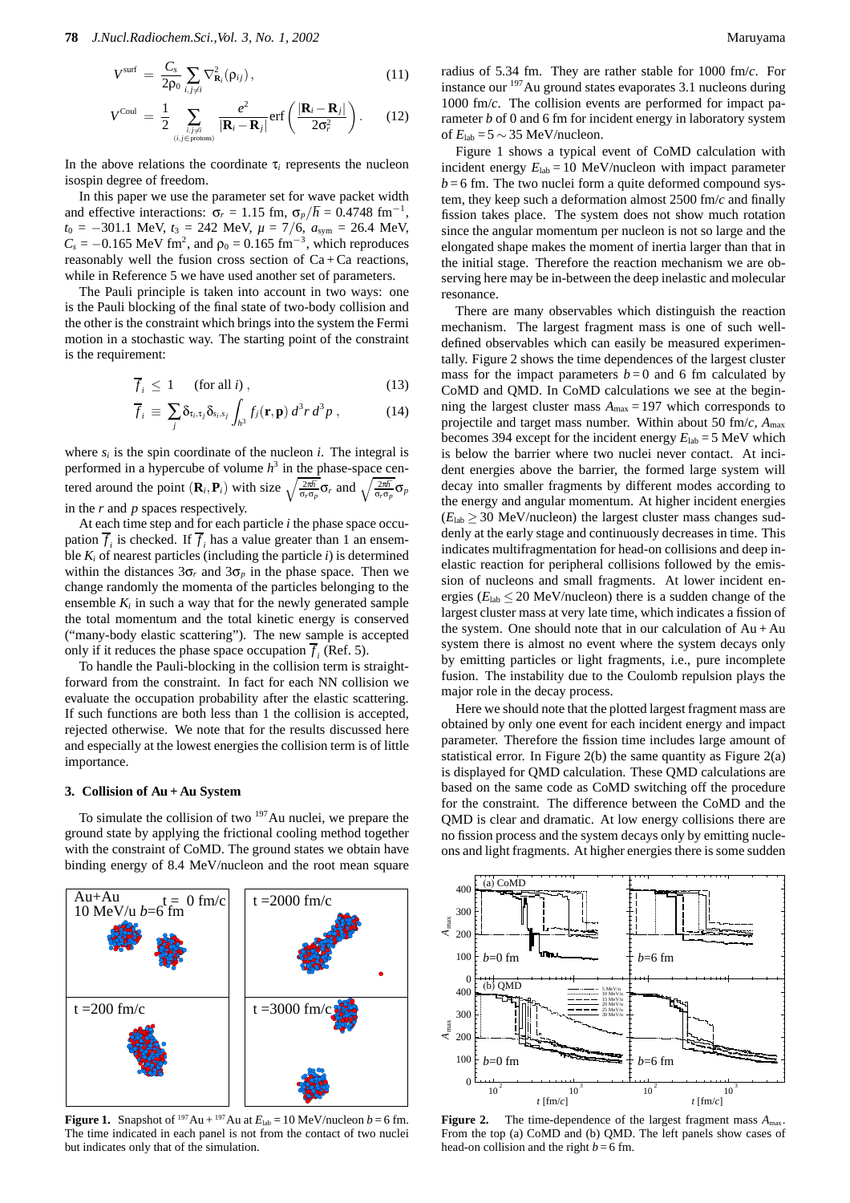$$V^{\rm surf} = \frac{C_s}{2\rho_0}\sum_{i,j\neq i}\nabla^2_{\mathbf{R}_i}(\rho_{ij}), \tag{11}$$

$$V^{\rm Coul} = \frac{1}{2}\sum_{\substack{i,j\neq i \\ (i,j\in \text{protons})}} \frac{e^2}{|\mathbf{R}_i-\mathbf{R}_j|}\,\mathrm{erf}\left(\frac{|\mathbf{R}_i-\mathbf{R}_j|}{2\sigma_r^2}\right). \tag{12}$$

In the above relations the coordinate $\tau_i$ represents the nucleon isospin degree of freedom.

In this paper we use the parameter set for wave packet width and effective interactions: $\sigma_r$ = 1.15 fm, $\sigma_p/\hbar$ = 0.4748 fm$^{-1}$, $t_0$ = −301.1 MeV, $t_3$ = 242 MeV, $\mu$ = 7/6, $a_{\rm sym}$ = 26.4 MeV, $C_s$ = −0.165 MeV fm$^2$, and $\rho_0$ = 0.165 fm$^{-3}$, which reproduces reasonably well the fusion cross section of Ca + Ca reactions, while in Reference 5 we have used another set of parameters.

The Pauli principle is taken into account in two ways: one is the Pauli blocking of the final state of two-body collision and the other is the constraint which brings into the system the Fermi motion in a stochastic way. The starting point of the constraint is the requirement:

$$\overline{f}_i \leq 1 \quad \text{(for all } i\text{)}, \tag{13}$$

$$\overline{f}_i \equiv \sum_j \delta_{\tau_i,\tau_j}\delta_{s_i,s_j}\int_{h^3} f_j(\mathbf{r},\mathbf{p})\, d^3r\, d^3p\,, \tag{14}$$

where $s_i$ is the spin coordinate of the nucleon $i$. The integral is performed in a hypercube of volume $h^3$ in the phase-space centered around the point $(\mathbf{R}_i, \mathbf{P}_i)$ with size $\sqrt{\frac{2\pi\hbar}{\sigma_r\sigma_p}}\sigma_r$ and $\sqrt{\frac{2\pi\hbar}{\sigma_r\sigma_p}}\sigma_p$ in the $r$ and $p$ spaces respectively.

At each time step and for each particle $i$ the phase space occupation $\overline{f}_i$ is checked. If $\overline{f}_i$ has a value greater than 1 an ensemble $K_i$ of nearest particles (including the particle $i$) is determined within the distances $3\sigma_r$ and $3\sigma_p$ in the phase space. Then we change randomly the momenta of the particles belonging to the ensemble $K_i$ in such a way that for the newly generated sample the total momentum and the total kinetic energy is conserved ("many-body elastic scattering"). The new sample is accepted only if it reduces the phase space occupation $\overline{f}_i$ (Ref. 5).

To handle the Pauli-blocking in the collision term is straightforward from the constraint. In fact for each NN collision we evaluate the occupation probability after the elastic scattering. If such functions are both less than 1 the collision is accepted, rejected otherwise. We note that for the results discussed here and especially at the lowest energies the collision term is of little importance.

### 3. Collision of Au + Au System

To simulate the collision of two $^{197}$Au nuclei, we prepare the ground state by applying the frictional cooling method together with the constraint of CoMD. The ground states we obtain have binding energy of 8.4 MeV/nucleon and the root mean square radius of 5.34 fm. They are rather stable for 1000 fm/$c$. For instance our $^{197}$Au ground states evaporates 3.1 nucleons during 1000 fm/$c$. The collision events are performed for impact parameter $b$ of 0 and 6 fm for incident energy in laboratory system of $E_{\rm lab}$ = 5 ~ 35 MeV/nucleon.

Figure 1 shows a typical event of CoMD calculation with incident energy $E_{\rm lab}$ = 10 MeV/nucleon with impact parameter $b$ = 6 fm. The two nuclei form a quite deformed compound system, they keep such a deformation almost 2500 fm/$c$ and finally fission takes place. The system does not show much rotation since the angular momentum per nucleon is not so large and the elongated shape makes the moment of inertia larger than that in the initial stage. Therefore the reaction mechanism we are observing here may be in-between the deep inelastic and molecular resonance.

There are many observables which distinguish the reaction mechanism. The largest fragment mass is one of such well-defined observables which can easily be measured experimentally. Figure 2 shows the time dependences of the largest cluster mass for the impact parameters $b$ = 0 and 6 fm calculated by CoMD and QMD. In CoMD calculations we see at the beginning the largest cluster mass $A_{\rm max}$ = 197 which corresponds to projectile and target mass number. Within about 50 fm/$c$, $A_{\rm max}$ becomes 394 except for the incident energy $E_{\rm lab}$ = 5 MeV which is below the barrier where two nuclei never contact. At incident energies above the barrier, the formed large system will decay into smaller fragments by different modes according to the energy and angular momentum. At higher incident energies ($E_{\rm lab}$ ≥ 30 MeV/nucleon) the largest cluster mass changes suddenly at the early stage and continuously decreases in time. This indicates multifragmentation for head-on collisions and deep inelastic reaction for peripheral collisions followed by the emission of nucleons and small fragments. At lower incident energies ($E_{\rm lab}$ ≤ 20 MeV/nucleon) there is a sudden change of the largest cluster mass at very late time, which indicates a fission of the system. One should note that in our calculation of Au + Au system there is almost no event where the system decays only by emitting particles or light fragments, i.e., pure incomplete fusion. The instability due to the Coulomb repulsion plays the major role in the decay process.

Here we should note that the plotted largest fragment mass are obtained by only one event for each incident energy and impact parameter. Therefore the fission time includes large amount of statistical error. In Figure 2(b) the same quantity as Figure 2(a) is displayed for QMD calculation. These QMD calculations are based on the same code as CoMD switching off the procedure for the constraint. The difference between the CoMD and the QMD is clear and dramatic. At low energy collisions there are no fission process and the system decays only by emitting nucleons and light fragments. At higher energies there is some sudden

**Figure 1.** Snapshot of $^{197}$Au + $^{197}$Au at $E_{\rm lab}$ = 10 MeV/nucleon $b$ = 6 fm. The time indicated in each panel is not from the contact of two nuclei but indicates only that of the simulation.

**Figure 2.** The time-dependence of the largest fragment mass $A_{\rm max}$. From the top (a) CoMD and (b) QMD. The left panels show cases of head-on collision and the right $b$ = 6 fm.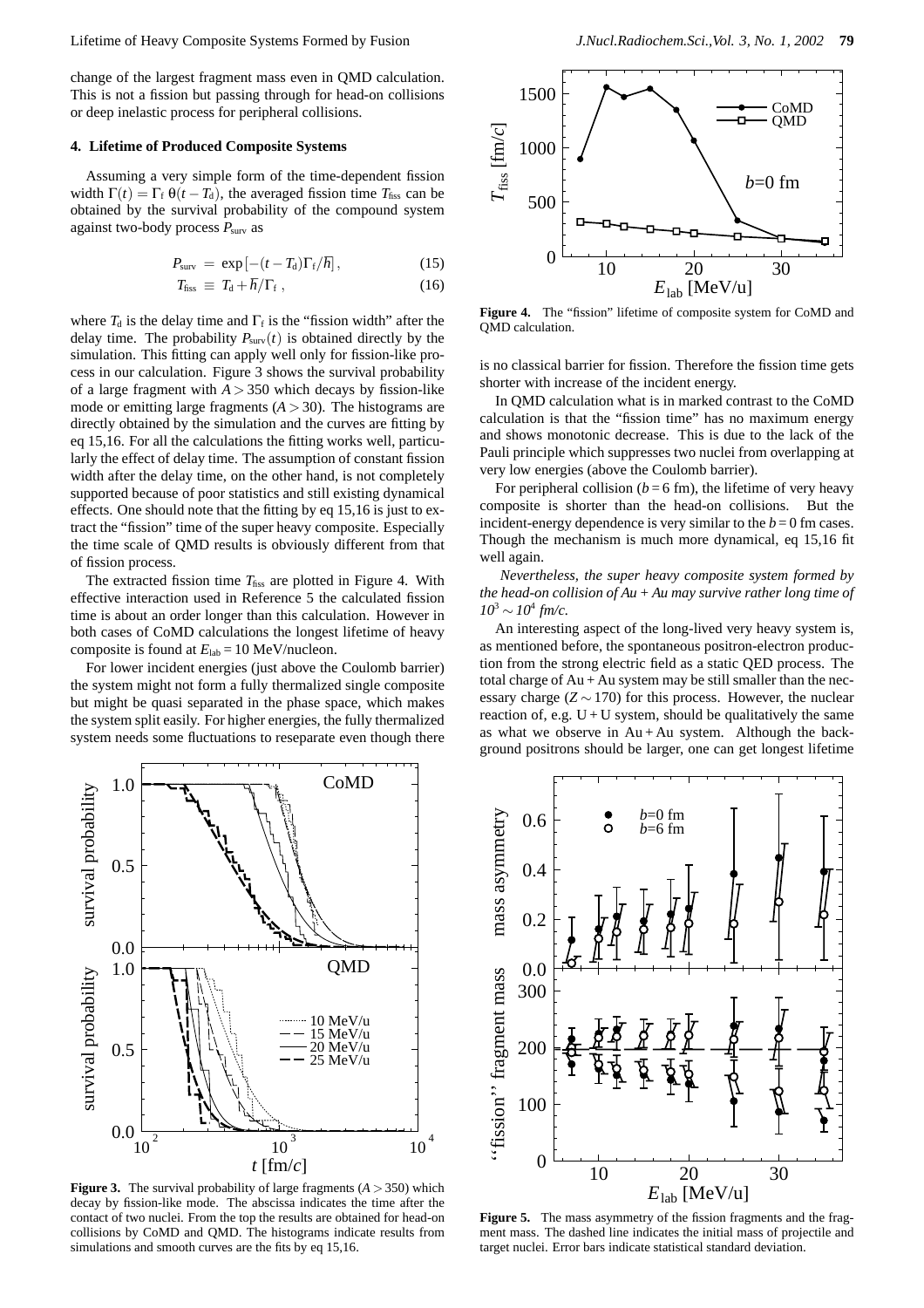change of the largest fragment mass even in QMD calculation. This is not a fission but passing through for head-on collisions or deep inelastic process for peripheral collisions.

### 4. Lifetime of Produced Composite Systems

Assuming a very simple form of the time-dependent fission width $\Gamma(t) = \Gamma_f\,\theta(t - T_d)$, the averaged fission time $T_{fiss}$ can be obtained by the survival probability of the compound system against two-body process $P_{surv}$ as

$$P_{surv} = \exp\left[-(t - T_d)\Gamma_f/\hbar\right], \tag{15}$$

$$T_{fiss} \equiv T_d + \hbar/\Gamma_f\,, \tag{16}$$

where $T_d$ is the delay time and $\Gamma_f$ is the "fission width" after the delay time. The probability $P_{surv}(t)$ is obtained directly by the simulation. This fitting can apply well only for fission-like process in our calculation. Figure 3 shows the survival probability of a large fragment with $A > 350$ which decays by fission-like mode or emitting large fragments ($A > 30$). The histograms are directly obtained by the simulation and the curves are fitting by eq 15,16. For all the calculations the fitting works well, particularly the effect of delay time. The assumption of constant fission width after the delay time, on the other hand, is not completely supported because of poor statistics and still existing dynamical effects. One should note that the fitting by eq 15,16 is just to extract the "fission" time of the super heavy composite. Especially the time scale of QMD results is obviously different from that of fission process.

The extracted fission time $T_{fiss}$ are plotted in Figure 4. With effective interaction used in Reference 5 the calculated fission time is about an order longer than this calculation. However in both cases of CoMD calculations the longest lifetime of heavy composite is found at $E_{lab}$ = 10 MeV/nucleon.

For lower incident energies (just above the Coulomb barrier) the system might not form a fully thermalized single composite but might be quasi separated in the phase space, which makes the system split easily. For higher energies, the fully thermalized system needs some fluctuations to reseparate even though there is no classical barrier for fission. Therefore the fission time gets shorter with increase of the incident energy.

In QMD calculation what is in marked contrast to the CoMD calculation is that the "fission time" has no maximum energy and shows monotonic decrease. This is due to the lack of the Pauli principle which suppresses two nuclei from overlapping at very low energies (above the Coulomb barrier).

For peripheral collision ($b$ = 6 fm), the lifetime of very heavy composite is shorter than the head-on collisions. But the incident-energy dependence is very similar to the $b$ = 0 fm cases. Though the mechanism is much more dynamical, eq 15,16 fit well again.

*Nevertheless, the super heavy composite system formed by the head-on collision of Au + Au may survive rather long time of $10^3 \sim 10^4$ fm/c.*

An interesting aspect of the long-lived very heavy system is, as mentioned before, the spontaneous positron-electron production from the strong electric field as a static QED process. The total charge of Au + Au system may be still smaller than the necessary charge ($Z \sim 170$) for this process. However, the nuclear reaction of, e.g. U + U system, should be qualitatively the same as what we observe in Au + Au system. Although the background positrons should be larger, one can get longest lifetime

**Figure 4.** The "fission" lifetime of composite system for CoMD and QMD calculation.

**Figure 3.** The survival probability of large fragments ($A > 350$) which decay by fission-like mode. The abscissa indicates the time after the contact of two nuclei. From the top the results are obtained for head-on collisions by CoMD and QMD. The histograms indicate results from simulations and smooth curves are the fits by eq 15,16.

**Figure 5.** The mass asymmetry of the fission fragments and the fragment mass. The dashed line indicates the initial mass of projectile and target nuclei. Error bars indicate statistical standard deviation.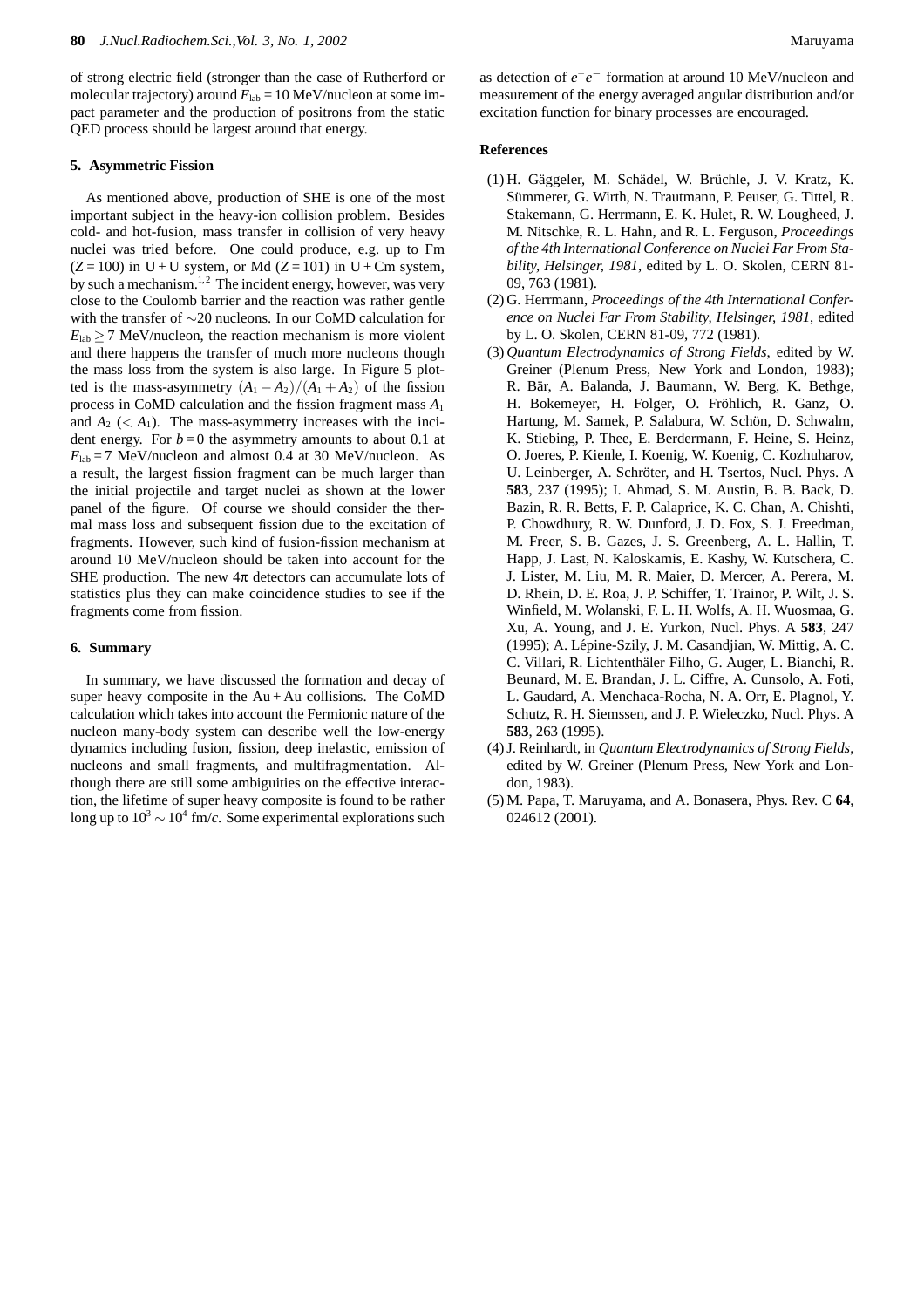of strong electric field (stronger than the case of Rutherford or molecular trajectory) around $E_{lab} = 10$ MeV/nucleon at some impact parameter and the production of positrons from the static QED process should be largest around that energy.

### 5. Asymmetric Fission

As mentioned above, production of SHE is one of the most important subject in the heavy-ion collision problem. Besides cold- and hot-fusion, mass transfer in collision of very heavy nuclei was tried before. One could produce, e.g. up to Fm ($Z = 100$) in U + U system, or Md ($Z = 101$) in U + Cm system, by such a mechanism.[1,2] The incident energy, however, was very close to the Coulomb barrier and the reaction was rather gentle with the transfer of $\sim$20 nucleons. In our CoMD calculation for $E_{lab} \geq 7$ MeV/nucleon, the reaction mechanism is more violent and there happens the transfer of much more nucleons though the mass loss from the system is also large. In Figure 5 plotted is the mass-asymmetry $(A_1 - A_2)/(A_1 + A_2)$ of the fission process in CoMD calculation and the fission fragment mass $A_1$ and $A_2$ ($< A_1$). The mass-asymmetry increases with the incident energy. For $b = 0$ the asymmetry amounts to about 0.1 at $E_{lab} = 7$ MeV/nucleon and almost 0.4 at 30 MeV/nucleon. As a result, the largest fission fragment can be much larger than the initial projectile and target nuclei as shown at the lower panel of the figure. Of course we should consider the thermal mass loss and subsequent fission due to the excitation of fragments. However, such kind of fusion-fission mechanism at around 10 MeV/nucleon should be taken into account for the SHE production. The new 4π detectors can accumulate lots of statistics plus they can make coincidence studies to see if the fragments come from fission.

### 6. Summary

In summary, we have discussed the formation and decay of super heavy composite in the Au + Au collisions. The CoMD calculation which takes into account the Fermionic nature of the nucleon many-body system can describe well the low-energy dynamics including fusion, fission, deep inelastic, emission of nucleons and small fragments, and multifragmentation. Although there are still some ambiguities on the effective interaction, the lifetime of super heavy composite is found to be rather long up to $10^3 \sim 10^4$ fm/$c$. Some experimental explorations such as detection of $e^+e^-$ formation at around 10 MeV/nucleon and measurement of the energy averaged angular distribution and/or excitation function for binary processes are encouraged.

### References

(1) H. Gäggeler, M. Schädel, W. Brüchle, J. V. Kratz, K. Sümmerer, G. Wirth, N. Trautmann, P. Peuser, G. Tittel, R. Stakemann, G. Herrmann, E. K. Hulet, R. W. Lougheed, J. M. Nitschke, R. L. Hahn, and R. L. Ferguson, *Proceedings of the 4th International Conference on Nuclei Far From Stability, Helsinger, 1981*, edited by L. O. Skolen, CERN 81-09, 763 (1981).

(2) G. Herrmann, *Proceedings of the 4th International Conference on Nuclei Far From Stability, Helsinger, 1981*, edited by L. O. Skolen, CERN 81-09, 772 (1981).

(3) *Quantum Electrodynamics of Strong Fields*, edited by W. Greiner (Plenum Press, New York and London, 1983); R. Bär, A. Balanda, J. Baumann, W. Berg, K. Bethge, H. Bokemeyer, H. Folger, O. Fröhlich, R. Ganz, O. Hartung, M. Samek, P. Salabura, W. Schön, D. Schwalm, K. Stiebing, P. Thee, E. Berdermann, F. Heine, S. Heinz, O. Joeres, P. Kienle, I. Koenig, W. Koenig, C. Kozhuharov, U. Leinberger, A. Schröter, and H. Tsertos, Nucl. Phys. A **583**, 237 (1995); I. Ahmad, S. M. Austin, B. B. Back, D. Bazin, R. R. Betts, F. P. Calaprice, K. C. Chan, A. Chishti, P. Chowdhury, R. W. Dunford, J. D. Fox, S. J. Freedman, M. Freer, S. B. Gazes, J. S. Greenberg, A. L. Hallin, T. Happ, J. Last, N. Kaloskamis, E. Kashy, W. Kutschera, C. J. Lister, M. Liu, M. R. Maier, D. Mercer, A. Perera, M. D. Rhein, D. E. Roa, J. P. Schiffer, T. Trainor, P. Wilt, J. S. Winfield, M. Wolanski, F. L. H. Wolfs, A. H. Wuosmaa, G. Xu, A. Young, and J. E. Yurkon, Nucl. Phys. A **583**, 247 (1995); A. Lépine-Szily, J. M. Casandjian, W. Mittig, A. C. C. Villari, R. Lichtenthäler Filho, G. Auger, L. Bianchi, R. Beunard, M. E. Brandan, J. L. Ciffre, A. Cunsolo, A. Foti, L. Gaudard, A. Menchaca-Rocha, N. A. Orr, E. Plagnol, Y. Schutz, R. H. Siemssen, and J. P. Wieleczko, Nucl. Phys. A **583**, 263 (1995).

(4) J. Reinhardt, in *Quantum Electrodynamics of Strong Fields*, edited by W. Greiner (Plenum Press, New York and London, 1983).

(5) M. Papa, T. Maruyama, and A. Bonasera, Phys. Rev. C **64**, 024612 (2001).